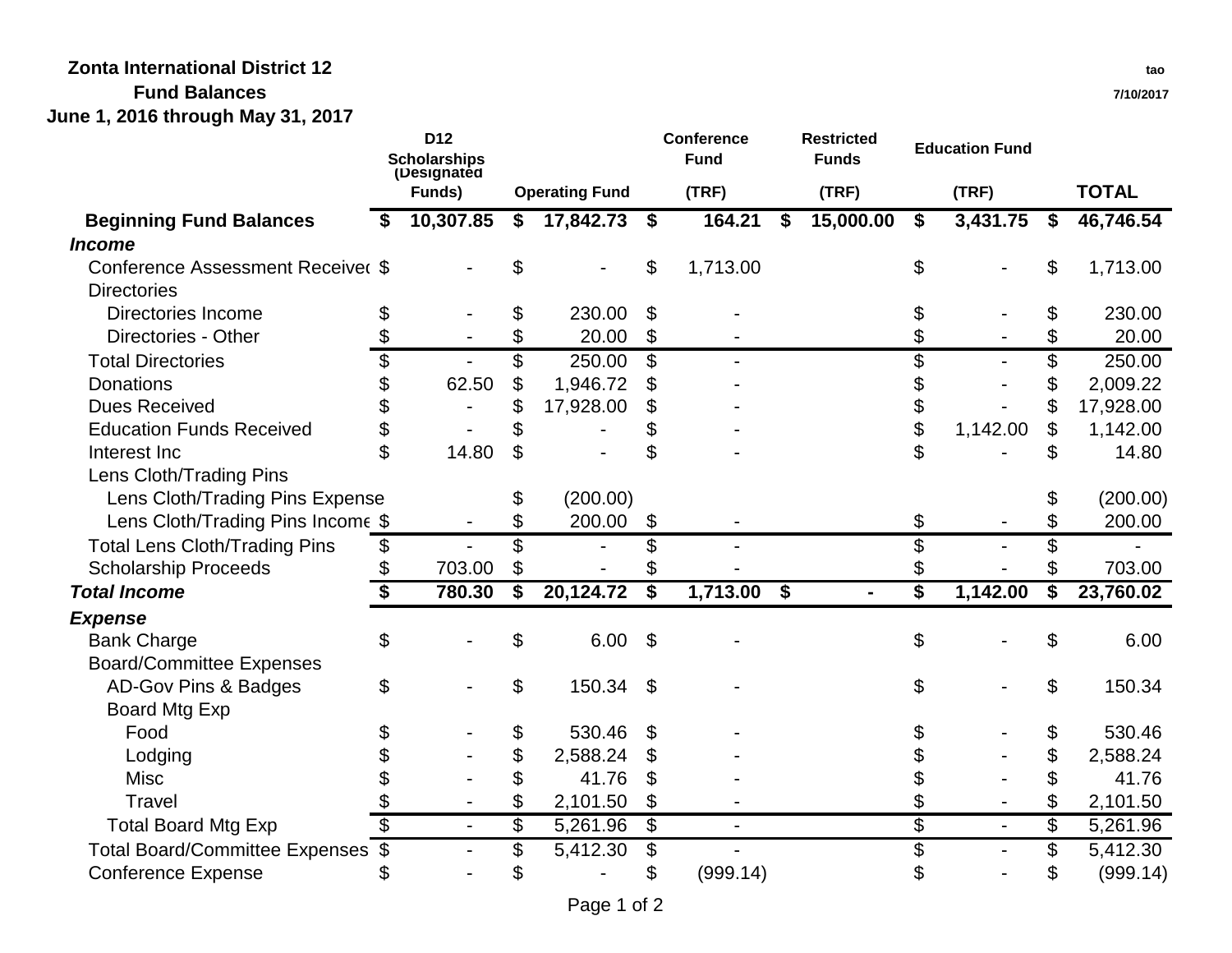**Zonta International District 12**
**Fund Balances**
**June 1, 2016 through May 31, 2017**

tao
7/10/2017

| | D12 Scholarships (Designated Funds) | Operating Fund | Conference Fund (TRF) | Restricted Funds (TRF) | Education Fund (TRF) | TOTAL |
|---|---|---|---|---|---|---|
| **Beginning Fund Balances** | **$ 10,307.85** | **$ 17,842.73** | **$ 164.21** | **$ 15,000.00** | **$ 3,431.75** | **$ 46,746.54** |
| ***Income*** | | | | | | |
| Conference Assessment Received | $ - | $ - | $ 1,713.00 | | $ - | $ 1,713.00 |
| Directories | | | | | | |
| Directories Income | $ - | $ 230.00 | $ - | | $ - | $ 230.00 |
| Directories - Other | $ - | $ 20.00 | $ - | | $ - | $ 20.00 |
| Total Directories | $ - | $ 250.00 | $ - | | $ - | $ 250.00 |
| Donations | $ 62.50 | $ 1,946.72 | $ - | | $ - | $ 2,009.22 |
| Dues Received | $ - | $ 17,928.00 | $ - | | $ - | $ 17,928.00 |
| Education Funds Received | $ - | $ - | $ - | | $ 1,142.00 | $ 1,142.00 |
| Interest Inc | $ 14.80 | $ - | $ - | | $ - | $ 14.80 |
| Lens Cloth/Trading Pins | | | | | | |
| Lens Cloth/Trading Pins Expense | | $ (200.00) | | | | $ (200.00) |
| Lens Cloth/Trading Pins Income | $ - | $ 200.00 | $ - | | $ - | $ 200.00 |
| Total Lens Cloth/Trading Pins | $ - | $ - | $ - | | $ - | $ - |
| Scholarship Proceeds | $ 703.00 | $ - | $ - | | $ - | $ 703.00 |
| ***Total Income*** | **$ 780.30** | **$ 20,124.72** | **$ 1,713.00** | **$ -** | **$ 1,142.00** | **$ 23,760.02** |
| ***Expense*** | | | | | | |
| Bank Charge | $ - | $ 6.00 | $ - | | $ - | $ 6.00 |
| Board/Committee Expenses | | | | | | |
| AD-Gov Pins & Badges | $ - | $ 150.34 | $ - | | $ - | $ 150.34 |
| Board Mtg Exp | | | | | | |
| Food | $ - | $ 530.46 | $ - | | $ - | $ 530.46 |
| Lodging | $ - | $ 2,588.24 | $ - | | $ - | $ 2,588.24 |
| Misc | $ - | $ 41.76 | $ - | | $ - | $ 41.76 |
| Travel | $ - | $ 2,101.50 | $ - | | $ - | $ 2,101.50 |
| Total Board Mtg Exp | $ - | $ 5,261.96 | $ - | | $ - | $ 5,261.96 |
| Total Board/Committee Expenses | $ - | $ 5,412.30 | $ - | | $ - | $ 5,412.30 |
| Conference Expense | $ - | $ - | $ (999.14) | | $ - | $ (999.14) |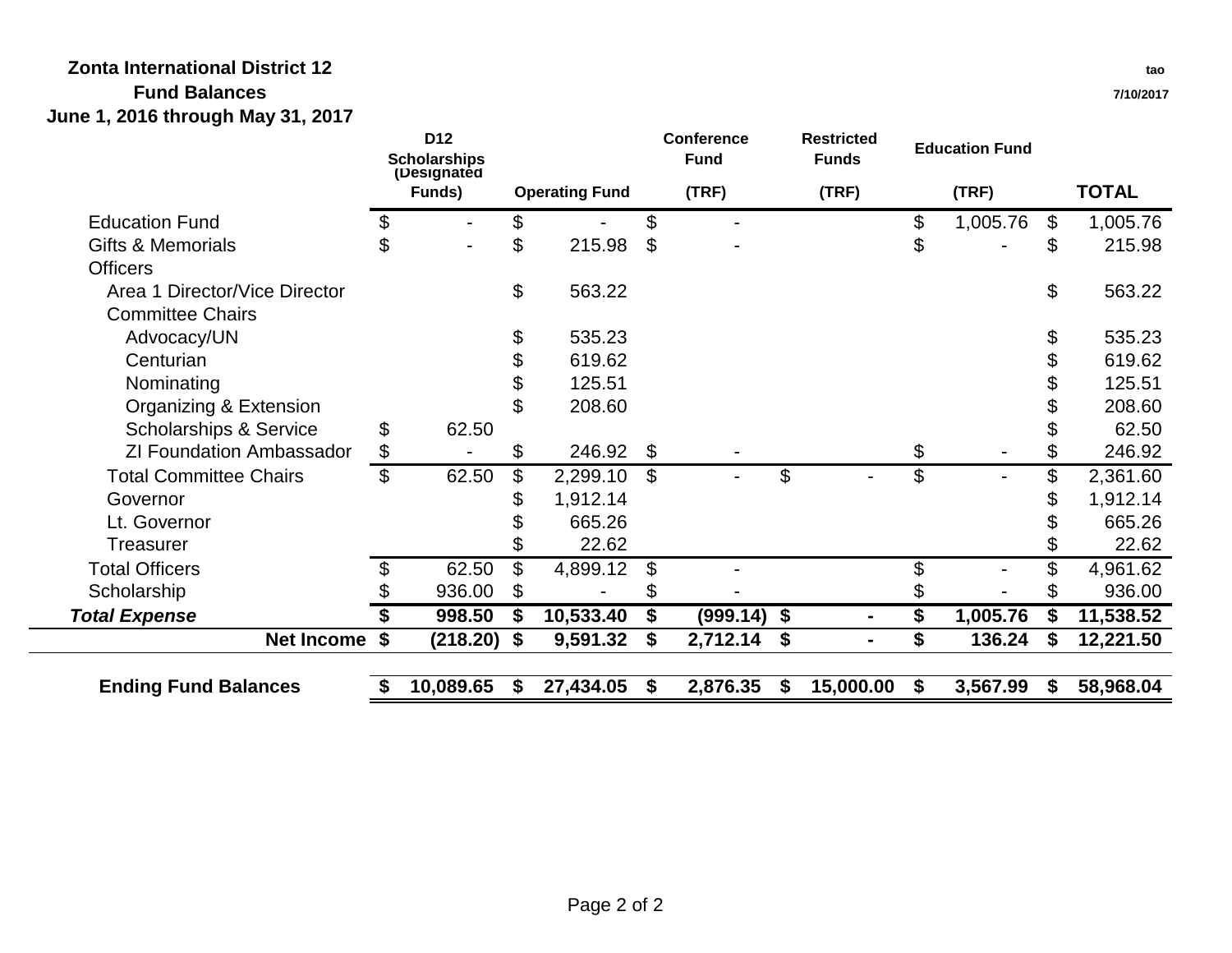**Zonta International District 12**
**Fund Balances**
**June 1, 2016 through May 31, 2017**

tao
7/10/2017

| | D12 Scholarships (Designated Funds) | Operating Fund | Conference Fund (TRF) | Restricted Funds (TRF) | Education Fund (TRF) | TOTAL |
|---|---|---|---|---|---|---|
| Education Fund | $ - | $ - | $ - | | $ 1,005.76 | $ 1,005.76 |
| Gifts & Memorials | $ - | $ 215.98 | $ - | | $ - | $ 215.98 |
| Officers | | | | | | |
| Area 1 Director/Vice Director | | $ 563.22 | | | | $ 563.22 |
| Committee Chairs | | | | | | |
| Advocacy/UN | | $ 535.23 | | | | $ 535.23 |
| Centurian | | $ 619.62 | | | | $ 619.62 |
| Nominating | | $ 125.51 | | | | $ 125.51 |
| Organizing & Extension | | $ 208.60 | | | | $ 208.60 |
| Scholarships & Service | $ 62.50 | | | | | $ 62.50 |
| ZI Foundation Ambassador | $ - | $ 246.92 | $ - | | $ - | $ 246.92 |
| Total Committee Chairs | $ 62.50 | $ 2,299.10 | $ - | $ - | $ - | $ 2,361.60 |
| Governor | | $ 1,912.14 | | | | $ 1,912.14 |
| Lt. Governor | | $ 665.26 | | | | $ 665.26 |
| Treasurer | | $ 22.62 | | | | $ 22.62 |
| Total Officers | $ 62.50 | $ 4,899.12 | $ - | | $ - | $ 4,961.62 |
| Scholarship | $ 936.00 | $ - | $ - | | $ - | $ 936.00 |
| ***Total Expense*** | **$ 998.50** | **$ 10,533.40** | **$ (999.14)** | **$ -** | **$ 1,005.76** | **$ 11,538.52** |
| **Net Income** | **$ (218.20)** | **$ 9,591.32** | **$ 2,712.14** | **$ -** | **$ 136.24** | **$ 12,221.50** |
| **Ending Fund Balances** | **$ 10,089.65** | **$ 27,434.05** | **$ 2,876.35** | **$ 15,000.00** | **$ 3,567.99** | **$ 58,968.04** |